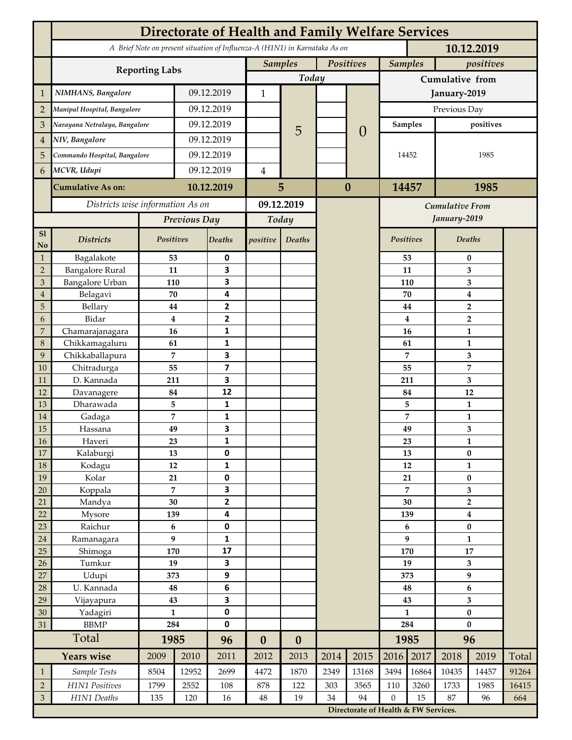# Directorate of Health and Family Welfare Services

*A Brief Note on present situation of Influenza-A (H1N1) in Karnataka As on* **10.12.2019**

| | Reporting Labs | | Samples Today | | Positives Today | | Samples Cumulative from January-2019 | positives Cumulative from January-2019 |
|---|---|---|---|---|---|---|---|---|
| 1 | *NIMHANS, Bangalore* | 09.12.2019 | 1 | 5 | | 0 | Previous Day | |
| 2 | *Manipal Hospital, Bangalore* | 09.12.2019 | | | | | Samples | positives |
| 3 | *Narayana Netralaya, Bangalore* | 09.12.2019 | | | | | 14452 | 1985 |
| 4 | *NIV, Bangalore* | 09.12.2019 | | | | | | |
| 5 | *Commando Hospital, Bangalore* | 09.12.2019 | | | | | | |
| 6 | *MCVR, Udupi* | 09.12.2019 | 4 | | | | | |
| | **Cumulative As on:** | **10.12.2019** | **5** | | **0** | | **14457** | **1985** |

*Districts wise information As on* **09.12.2019**

| Sl No | Districts | Previous Day Positives | Previous Day Deaths | Today positive | Today Deaths | Cumulative From January-2019 Positives | Cumulative From January-2019 Deaths |
|---|---|---|---|---|---|---|---|
| 1 | Bagalakote | 53 | 0 | | | 53 | 0 |
| 2 | Bangalore Rural | 11 | 3 | | | 11 | 3 |
| 3 | Bangalore Urban | 110 | 3 | | | 110 | 3 |
| 4 | Belagavi | 70 | 4 | | | 70 | 4 |
| 5 | Bellary | 44 | 2 | | | 44 | 2 |
| 6 | Bidar | 4 | 2 | | | 4 | 2 |
| 7 | Chamarajanagara | 16 | 1 | | | 16 | 1 |
| 8 | Chikkamagaluru | 61 | 1 | | | 61 | 1 |
| 9 | Chikkaballapura | 7 | 3 | | | 7 | 3 |
| 10 | Chitradurga | 55 | 7 | | | 55 | 7 |
| 11 | D. Kannada | 211 | 3 | | | 211 | 3 |
| 12 | Davanagere | 84 | 12 | | | 84 | 12 |
| 13 | Dharawada | 5 | 1 | | | 5 | 1 |
| 14 | Gadaga | 7 | 1 | | | 7 | 1 |
| 15 | Hassana | 49 | 3 | | | 49 | 3 |
| 16 | Haveri | 23 | 1 | | | 23 | 1 |
| 17 | Kalaburgi | 13 | 0 | | | 13 | 0 |
| 18 | Kodagu | 12 | 1 | | | 12 | 1 |
| 19 | Kolar | 21 | 0 | | | 21 | 0 |
| 20 | Koppala | 7 | 3 | | | 7 | 3 |
| 21 | Mandya | 30 | 2 | | | 30 | 2 |
| 22 | Mysore | 139 | 4 | | | 139 | 4 |
| 23 | Raichur | 6 | 0 | | | 6 | 0 |
| 24 | Ramanagara | 9 | 1 | | | 9 | 1 |
| 25 | Shimoga | 170 | 17 | | | 170 | 17 |
| 26 | Tumkur | 19 | 3 | | | 19 | 3 |
| 27 | Udupi | 373 | 9 | | | 373 | 9 |
| 28 | U. Kannada | 48 | 6 | | | 48 | 6 |
| 29 | Vijayapura | 43 | 3 | | | 43 | 3 |
| 30 | Yadagiri | 1 | 0 | | | 1 | 0 |
| 31 | BBMP | 284 | 0 | | | 284 | 0 |
| | **Total** | **1985** | **96** | **0** | **0** | **1985** | **96** |

| | Years wise | 2009 | 2010 | 2011 | 2012 | 2013 | 2014 | 2015 | 2016 | 2017 | 2018 | 2019 | Total |
|---|---|---|---|---|---|---|---|---|---|---|---|---|---|
| 1 | *Sample Tests* | 8504 | 12952 | 2699 | 4472 | 1870 | 2349 | 13168 | 3494 | 16864 | 10435 | 14457 | 91264 |
| 2 | *H1N1 Positives* | 1799 | 2552 | 108 | 878 | 122 | 303 | 3565 | 110 | 3260 | 1733 | 1985 | 16415 |
| 3 | *H1N1 Deaths* | 135 | 120 | 16 | 48 | 19 | 34 | 94 | 0 | 15 | 87 | 96 | 664 |

**Directorate of Health & FW Services.**